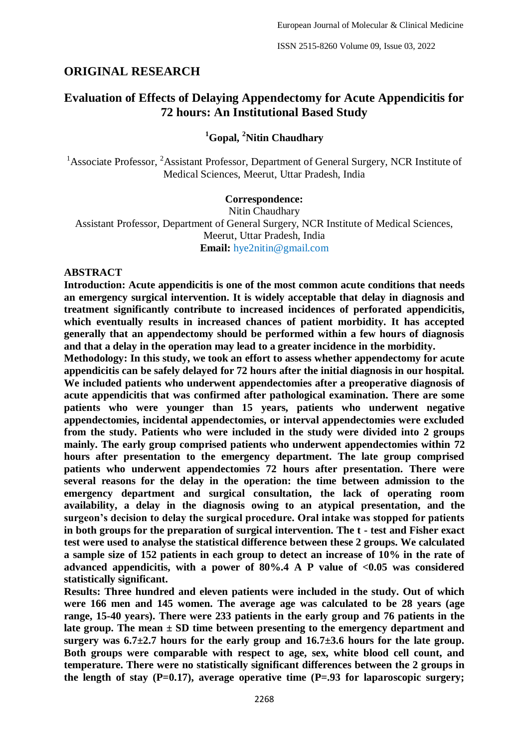## ORIGINAL RESEARCH

# Evaluation of Effects of Delaying Appendectomy for Acute Appendicitis for 72 hours: An Institutional Based Study

**[1]Gopal, [2]Nitin Chaudhary**

[1]Associate Professor, [2]Assistant Professor, Department of General Surgery, NCR Institute of Medical Sciences, Meerut, Uttar Pradesh, India

**Correspondence:**
Nitin Chaudhary
Assistant Professor, Department of General Surgery, NCR Institute of Medical Sciences, Meerut, Uttar Pradesh, India
**Email:** hye2nitin@gmail.com

## ABSTRACT

**Introduction: Acute appendicitis is one of the most common acute conditions that needs an emergency surgical intervention. It is widely acceptable that delay in diagnosis and treatment significantly contribute to increased incidences of perforated appendicitis, which eventually results in increased chances of patient morbidity. It has accepted generally that an appendectomy should be performed within a few hours of diagnosis and that a delay in the operation may lead to a greater incidence in the morbidity.**

**Methodology: In this study, we took an effort to assess whether appendectomy for acute appendicitis can be safely delayed for 72 hours after the initial diagnosis in our hospital. We included patients who underwent appendectomies after a preoperative diagnosis of acute appendicitis that was confirmed after pathological examination. There are some patients who were younger than 15 years, patients who underwent negative appendectomies, incidental appendectomies, or interval appendectomies were excluded from the study. Patients who were included in the study were divided into 2 groups mainly. The early group comprised patients who underwent appendectomies within 72 hours after presentation to the emergency department. The late group comprised patients who underwent appendectomies 72 hours after presentation. There were several reasons for the delay in the operation: the time between admission to the emergency department and surgical consultation, the lack of operating room availability, a delay in the diagnosis owing to an atypical presentation, and the surgeon's decision to delay the surgical procedure. Oral intake was stopped for patients in both groups for the preparation of surgical intervention. The t - test and Fisher exact test were used to analyse the statistical difference between these 2 groups. We calculated a sample size of 152 patients in each group to detect an increase of 10% in the rate of advanced appendicitis, with a power of 80%.4 A P value of <0.05 was considered statistically significant.**

**Results: Three hundred and eleven patients were included in the study. Out of which were 166 men and 145 women. The average age was calculated to be 28 years (age range, 15-40 years). There were 233 patients in the early group and 76 patients in the late group. The mean ± SD time between presenting to the emergency department and surgery was 6.7±2.7 hours for the early group and 16.7±3.6 hours for the late group. Both groups were comparable with respect to age, sex, white blood cell count, and temperature. There were no statistically significant differences between the 2 groups in the length of stay (P=0.17), average operative time (P=.93 for laparoscopic surgery;**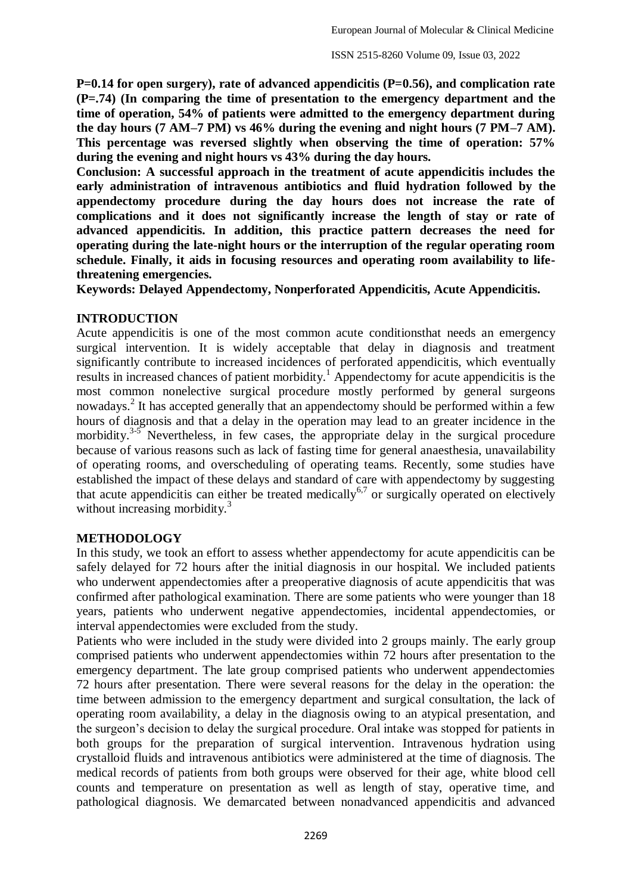**P=0.14 for open surgery), rate of advanced appendicitis (P=0.56), and complication rate (P=.74) (In comparing the time of presentation to the emergency department and the time of operation, 54% of patients were admitted to the emergency department during the day hours (7 AM–7 PM) vs 46% during the evening and night hours (7 PM–7 AM). This percentage was reversed slightly when observing the time of operation: 57% during the evening and night hours vs 43% during the day hours.**

**Conclusion: A successful approach in the treatment of acute appendicitis includes the early administration of intravenous antibiotics and fluid hydration followed by the appendectomy procedure during the day hours does not increase the rate of complications and it does not significantly increase the length of stay or rate of advanced appendicitis. In addition, this practice pattern decreases the need for operating during the late-night hours or the interruption of the regular operating room schedule. Finally, it aids in focusing resources and operating room availability to life-threatening emergencies.**

**Keywords: Delayed Appendectomy, Nonperforated Appendicitis, Acute Appendicitis.**

## INTRODUCTION

Acute appendicitis is one of the most common acute conditionsthat needs an emergency surgical intervention. It is widely acceptable that delay in diagnosis and treatment significantly contribute to increased incidences of perforated appendicitis, which eventually results in increased chances of patient morbidity.[1] Appendectomy for acute appendicitis is the most common nonelective surgical procedure mostly performed by general surgeons nowadays.[2] It has accepted generally that an appendectomy should be performed within a few hours of diagnosis and that a delay in the operation may lead to an greater incidence in the morbidity.[3-5] Nevertheless, in few cases, the appropriate delay in the surgical procedure because of various reasons such as lack of fasting time for general anaesthesia, unavailability of operating rooms, and overscheduling of operating teams. Recently, some studies have established the impact of these delays and standard of care with appendectomy by suggesting that acute appendicitis can either be treated medically[6,7] or surgically operated on electively without increasing morbidity.[3]

## METHODOLOGY

In this study, we took an effort to assess whether appendectomy for acute appendicitis can be safely delayed for 72 hours after the initial diagnosis in our hospital. We included patients who underwent appendectomies after a preoperative diagnosis of acute appendicitis that was confirmed after pathological examination. There are some patients who were younger than 18 years, patients who underwent negative appendectomies, incidental appendectomies, or interval appendectomies were excluded from the study.

Patients who were included in the study were divided into 2 groups mainly. The early group comprised patients who underwent appendectomies within 72 hours after presentation to the emergency department. The late group comprised patients who underwent appendectomies 72 hours after presentation. There were several reasons for the delay in the operation: the time between admission to the emergency department and surgical consultation, the lack of operating room availability, a delay in the diagnosis owing to an atypical presentation, and the surgeon's decision to delay the surgical procedure. Oral intake was stopped for patients in both groups for the preparation of surgical intervention. Intravenous hydration using crystalloid fluids and intravenous antibiotics were administered at the time of diagnosis. The medical records of patients from both groups were observed for their age, white blood cell counts and temperature on presentation as well as length of stay, operative time, and pathological diagnosis. We demarcated between nonadvanced appendicitis and advanced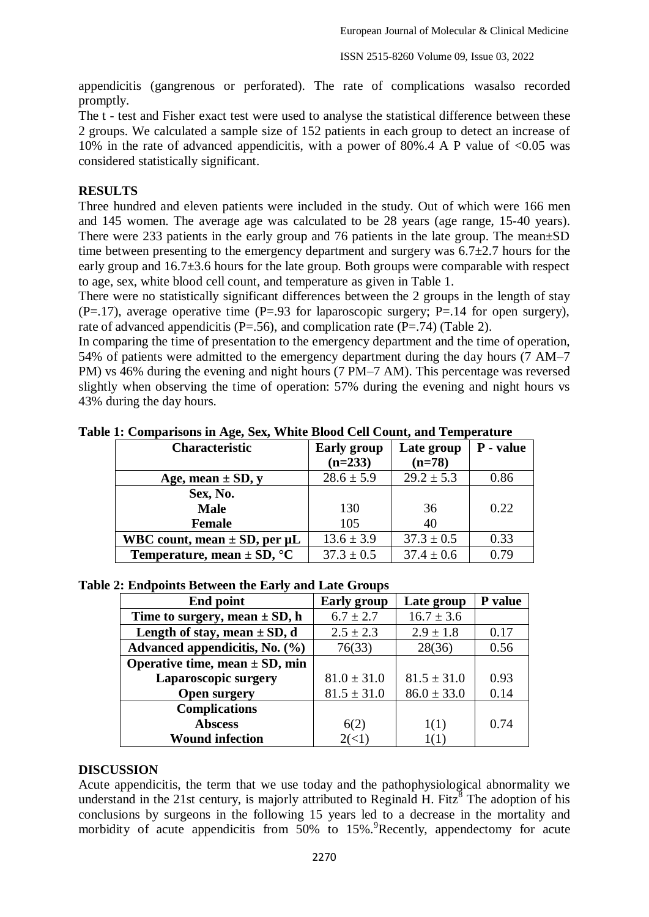appendicitis (gangrenous or perforated). The rate of complications wasalso recorded promptly.

The t - test and Fisher exact test were used to analyse the statistical difference between these 2 groups. We calculated a sample size of 152 patients in each group to detect an increase of 10% in the rate of advanced appendicitis, with a power of 80%.4 A P value of <0.05 was considered statistically significant.

## RESULTS

Three hundred and eleven patients were included in the study. Out of which were 166 men and 145 women. The average age was calculated to be 28 years (age range, 15-40 years). There were 233 patients in the early group and 76 patients in the late group. The mean±SD time between presenting to the emergency department and surgery was 6.7±2.7 hours for the early group and 16.7±3.6 hours for the late group. Both groups were comparable with respect to age, sex, white blood cell count, and temperature as given in Table 1.

There were no statistically significant differences between the 2 groups in the length of stay (P=.17), average operative time (P=.93 for laparoscopic surgery; P=.14 for open surgery), rate of advanced appendicitis (P=.56), and complication rate (P=.74) (Table 2).

In comparing the time of presentation to the emergency department and the time of operation, 54% of patients were admitted to the emergency department during the day hours (7 AM–7 PM) vs 46% during the evening and night hours (7 PM–7 AM). This percentage was reversed slightly when observing the time of operation: 57% during the evening and night hours vs 43% during the day hours.

**Table 1: Comparisons in Age, Sex, White Blood Cell Count, and Temperature**

| Characteristic | Early group (n=233) | Late group (n=78) | P - value |
|---|---|---|---|
| **Age, mean ± SD, y** | 28.6 ± 5.9 | 29.2 ± 5.3 | 0.86 |
| **Sex, No.** | | | |
| **Male** | 130 | 36 | 0.22 |
| **Female** | 105 | 40 | |
| **WBC count, mean ± SD, per μL** | 13.6 ± 3.9 | 37.3 ± 0.5 | 0.33 |
| **Temperature, mean ± SD, °C** | 37.3 ± 0.5 | 37.4 ± 0.6 | 0.79 |

**Table 2: Endpoints Between the Early and Late Groups**

| End point | Early group | Late group | P value |
|---|---|---|---|
| **Time to surgery, mean ± SD, h** | 6.7 ± 2.7 | 16.7 ± 3.6 | |
| **Length of stay, mean ± SD, d** | 2.5 ± 2.3 | 2.9 ± 1.8 | 0.17 |
| **Advanced appendicitis, No. (%)** | 76(33) | 28(36) | 0.56 |
| **Operative time, mean ± SD, min** | | | |
| **Laparoscopic surgery** | 81.0 ± 31.0 | 81.5 ± 31.0 | 0.93 |
| **Open surgery** | 81.5 ± 31.0 | 86.0 ± 33.0 | 0.14 |
| **Complications** | | | |
| **Abscess** | 6(2) | 1(1) | 0.74 |
| **Wound infection** | 2(<1) | 1(1) | |

## DISCUSSION

Acute appendicitis, the term that we use today and the pathophysiological abnormality we understand in the 21st century, is majorly attributed to Reginald H. Fitz[8] The adoption of his conclusions by surgeons in the following 15 years led to a decrease in the mortality and morbidity of acute appendicitis from 50% to 15%.[9]Recently, appendectomy for acute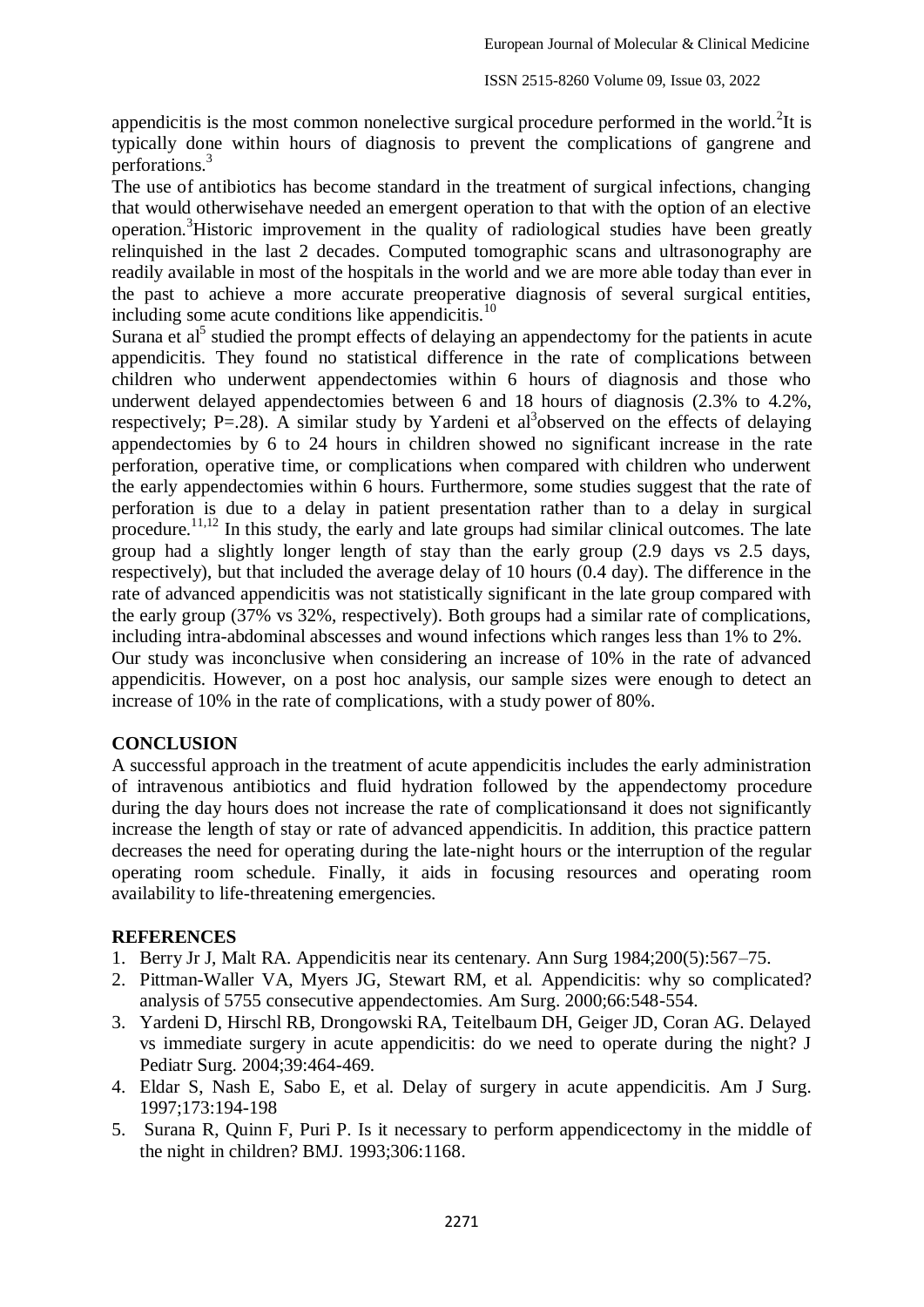appendicitis is the most common nonelective surgical procedure performed in the world.[2]It is typically done within hours of diagnosis to prevent the complications of gangrene and perforations.[3]

The use of antibiotics has become standard in the treatment of surgical infections, changing that would otherwisehave needed an emergent operation to that with the option of an elective operation.[3]Historic improvement in the quality of radiological studies have been greatly relinquished in the last 2 decades. Computed tomographic scans and ultrasonography are readily available in most of the hospitals in the world and we are more able today than ever in the past to achieve a more accurate preoperative diagnosis of several surgical entities, including some acute conditions like appendicitis.[10]

Surana et al[5] studied the prompt effects of delaying an appendectomy for the patients in acute appendicitis. They found no statistical difference in the rate of complications between children who underwent appendectomies within 6 hours of diagnosis and those who underwent delayed appendectomies between 6 and 18 hours of diagnosis (2.3% to 4.2%, respectively; P=.28). A similar study by Yardeni et al[3]observed on the effects of delaying appendectomies by 6 to 24 hours in children showed no significant increase in the rate perforation, operative time, or complications when compared with children who underwent the early appendectomies within 6 hours. Furthermore, some studies suggest that the rate of perforation is due to a delay in patient presentation rather than to a delay in surgical procedure.[11,12] In this study, the early and late groups had similar clinical outcomes. The late group had a slightly longer length of stay than the early group (2.9 days vs 2.5 days, respectively), but that included the average delay of 10 hours (0.4 day). The difference in the rate of advanced appendicitis was not statistically significant in the late group compared with the early group (37% vs 32%, respectively). Both groups had a similar rate of complications, including intra-abdominal abscesses and wound infections which ranges less than 1% to 2%.

Our study was inconclusive when considering an increase of 10% in the rate of advanced appendicitis. However, on a post hoc analysis, our sample sizes were enough to detect an increase of 10% in the rate of complications, with a study power of 80%.

## CONCLUSION

A successful approach in the treatment of acute appendicitis includes the early administration of intravenous antibiotics and fluid hydration followed by the appendectomy procedure during the day hours does not increase the rate of complicationsand it does not significantly increase the length of stay or rate of advanced appendicitis. In addition, this practice pattern decreases the need for operating during the late-night hours or the interruption of the regular operating room schedule. Finally, it aids in focusing resources and operating room availability to life-threatening emergencies.

## REFERENCES

1. Berry Jr J, Malt RA. Appendicitis near its centenary. Ann Surg 1984;200(5):567–75.
2. Pittman-Waller VA, Myers JG, Stewart RM, et al. Appendicitis: why so complicated? analysis of 5755 consecutive appendectomies. Am Surg. 2000;66:548-554.
3. Yardeni D, Hirschl RB, Drongowski RA, Teitelbaum DH, Geiger JD, Coran AG. Delayed vs immediate surgery in acute appendicitis: do we need to operate during the night? J Pediatr Surg. 2004;39:464-469.
4. Eldar S, Nash E, Sabo E, et al. Delay of surgery in acute appendicitis. Am J Surg. 1997;173:194-198
5. Surana R, Quinn F, Puri P. Is it necessary to perform appendicectomy in the middle of the night in children? BMJ. 1993;306:1168.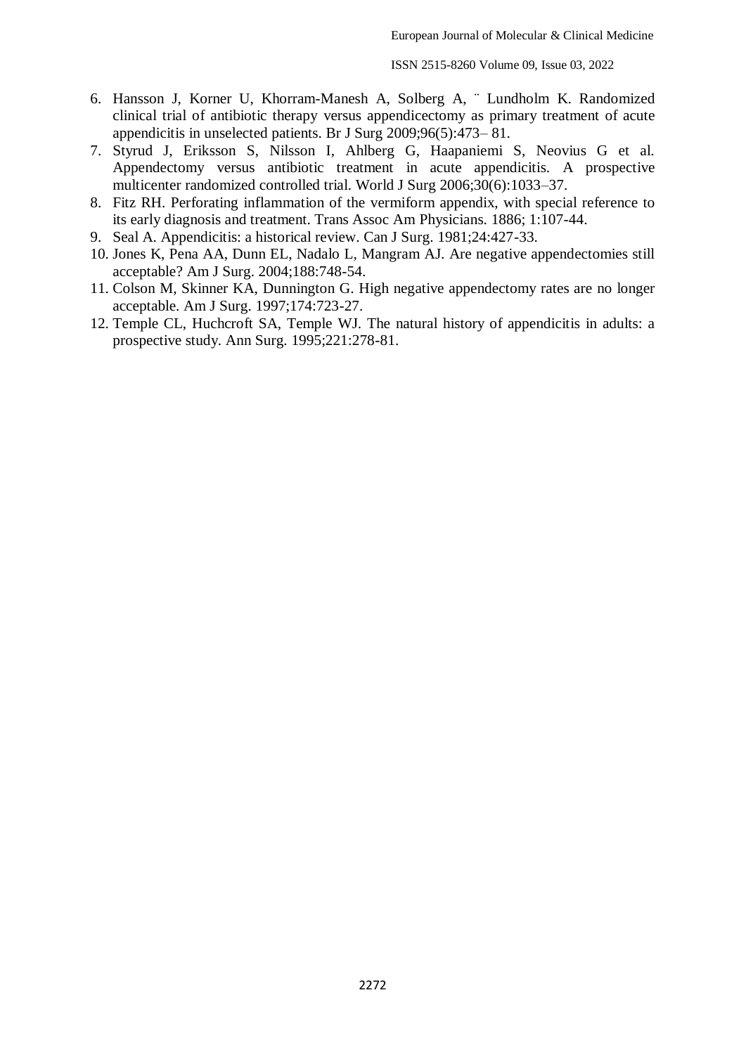6. Hansson J, Korner U, Khorram-Manesh A, Solberg A, ¨ Lundholm K. Randomized clinical trial of antibiotic therapy versus appendicectomy as primary treatment of acute appendicitis in unselected patients. Br J Surg 2009;96(5):473– 81.
7. Styrud J, Eriksson S, Nilsson I, Ahlberg G, Haapaniemi S, Neovius G et al. Appendectomy versus antibiotic treatment in acute appendicitis. A prospective multicenter randomized controlled trial. World J Surg 2006;30(6):1033–37.
8. Fitz RH. Perforating inflammation of the vermiform appendix, with special reference to its early diagnosis and treatment. Trans Assoc Am Physicians. 1886; 1:107-44.
9. Seal A. Appendicitis: a historical review. Can J Surg. 1981;24:427-33.
10. Jones K, Pena AA, Dunn EL, Nadalo L, Mangram AJ. Are negative appendectomies still acceptable? Am J Surg. 2004;188:748-54.
11. Colson M, Skinner KA, Dunnington G. High negative appendectomy rates are no longer acceptable. Am J Surg. 1997;174:723-27.
12. Temple CL, Huchcroft SA, Temple WJ. The natural history of appendicitis in adults: a prospective study. Ann Surg. 1995;221:278-81.